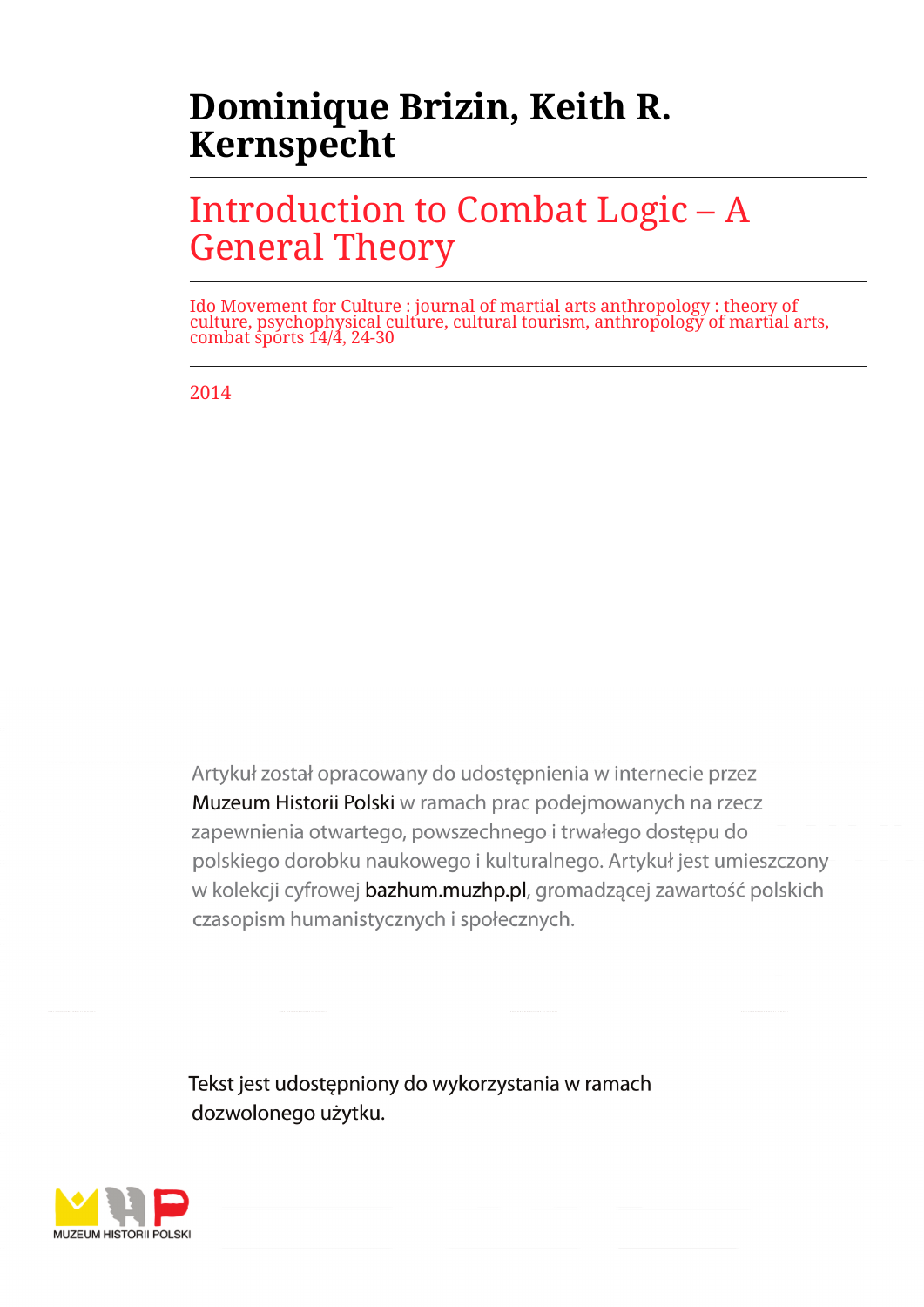# Dominique Brizin, Keith R. Kernspecht

## Introduction to Combat Logic – A General Theory

Ido Movement for Culture : journal of martial arts anthropology : theory of culture, psychophysical culture, cultural tourism, anthropology of martial arts, combat sports 14/4, 24-30

2014

Artykuł został opracowany do udostępnienia w internecie przez Muzeum Historii Polski w ramach prac podejmowanych na rzecz zapewnienia otwartego, powszechnego i trwałego dostępu do polskiego dorobku naukowego i kulturalnego. Artykuł jest umieszczony w kolekcji cyfrowej bazhum.muzhp.pl, gromadzącej zawartość polskich czasopism humanistycznych i społecznych.

Tekst jest udostępniony do wykorzystania w ramach dozwolonego użytku.

MUZEUM HISTORII POLSKI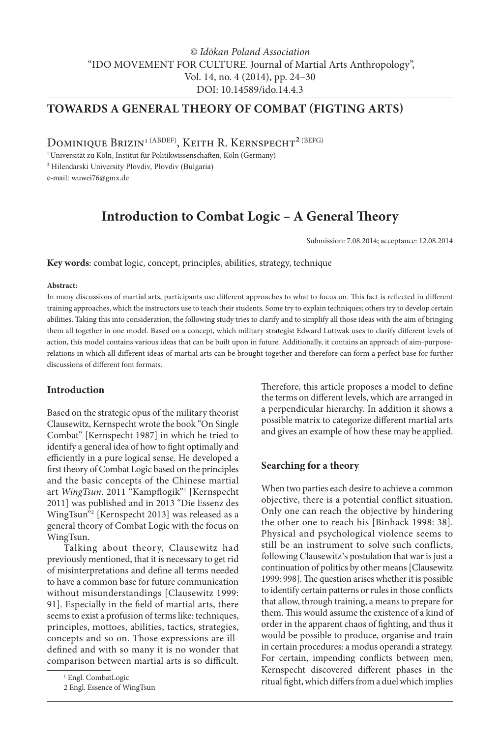© *Idōkan Poland Association*
"IDO MOVEMENT FOR CULTURE. Journal of Martial Arts Anthropology",
Vol. 14, no. 4 (2014), pp. 24–30
DOI: 10.14589/ido.14.4.3

## TOWARDS A GENERAL THEORY OF COMBAT (FIGTING ARTS)

Dominique Brizin[1 (ABDEF)], Keith R. Kernspecht[2 (BEFG)]

[1] Universität zu Köln, Institut für Politikwissenschaften, Köln (Germany)
[2] Hilendarski University Plovdiv, Plovdiv (Bulgaria)
e-mail: wuwei76@gmx.de

# Introduction to Combat Logic – A General Theory

Submission: 7.08.2014; acceptance: 12.08.2014

**Key words**: combat logic, concept, principles, abilities, strategy, technique

**Abstract:**
In many discussions of martial arts, participants use different approaches to what to focus on. This fact is reflected in different training approaches, which the instructors use to teach their students. Some try to explain techniques; others try to develop certain abilities. Taking this into consideration, the following study tries to clarify and to simplify all those ideas with the aim of bringing them all together in one model. Based on a concept, which military strategist Edward Luttwak uses to clarify different levels of action, this model contains various ideas that can be built upon in future. Additionally, it contains an approach of aim-purpose-relations in which all different ideas of martial arts can be brought together and therefore can form a perfect base for further discussions of different font formats.

### Introduction

Based on the strategic opus of the military theorist Clausewitz, Kernspecht wrote the book "On Single Combat" [Kernspecht 1987] in which he tried to identify a general idea of how to fight optimally and efficiently in a pure logical sense. He developed a first theory of Combat Logic based on the principles and the basic concepts of the Chinese martial art *WingTsun*. 2011 "Kampflogik"[1] [Kernspecht 2011] was published and in 2013 "Die Essenz des WingTsun"[2] [Kernspecht 2013] was released as a general theory of Combat Logic with the focus on WingTsun.

Talking about theory, Clausewitz had previously mentioned, that it is necessary to get rid of misinterpretations and define all terms needed to have a common base for future communication without misunderstandings [Clausewitz 1999: 91]. Especially in the field of martial arts, there seems to exist a profusion of terms like: techniques, principles, mottoes, abilities, tactics, strategies, concepts and so on. Those expressions are ill-defined and with so many it is no wonder that comparison between martial arts is so difficult.

Therefore, this article proposes a model to define the terms on different levels, which are arranged in a perpendicular hierarchy. In addition it shows a possible matrix to categorize different martial arts and gives an example of how these may be applied.

### Searching for a theory

When two parties each desire to achieve a common objective, there is a potential conflict situation. Only one can reach the objective by hindering the other one to reach his [Binhack 1998: 38]. Physical and psychological violence seems to still be an instrument to solve such conflicts, following Clausewitz's postulation that war is just a continuation of politics by other means [Clausewitz 1999: 998]. The question arises whether it is possible to identify certain patterns or rules in those conflicts that allow, through training, a means to prepare for them. This would assume the existence of a kind of order in the apparent chaos of fighting, and thus it would be possible to produce, organise and train in certain procedures: a modus operandi a strategy. For certain, impending conflicts between men, Kernspecht discovered different phases in the ritual fight, which differs from a duel which implies

[1] Engl. CombatLogic
2 Engl. Essence of WingTsun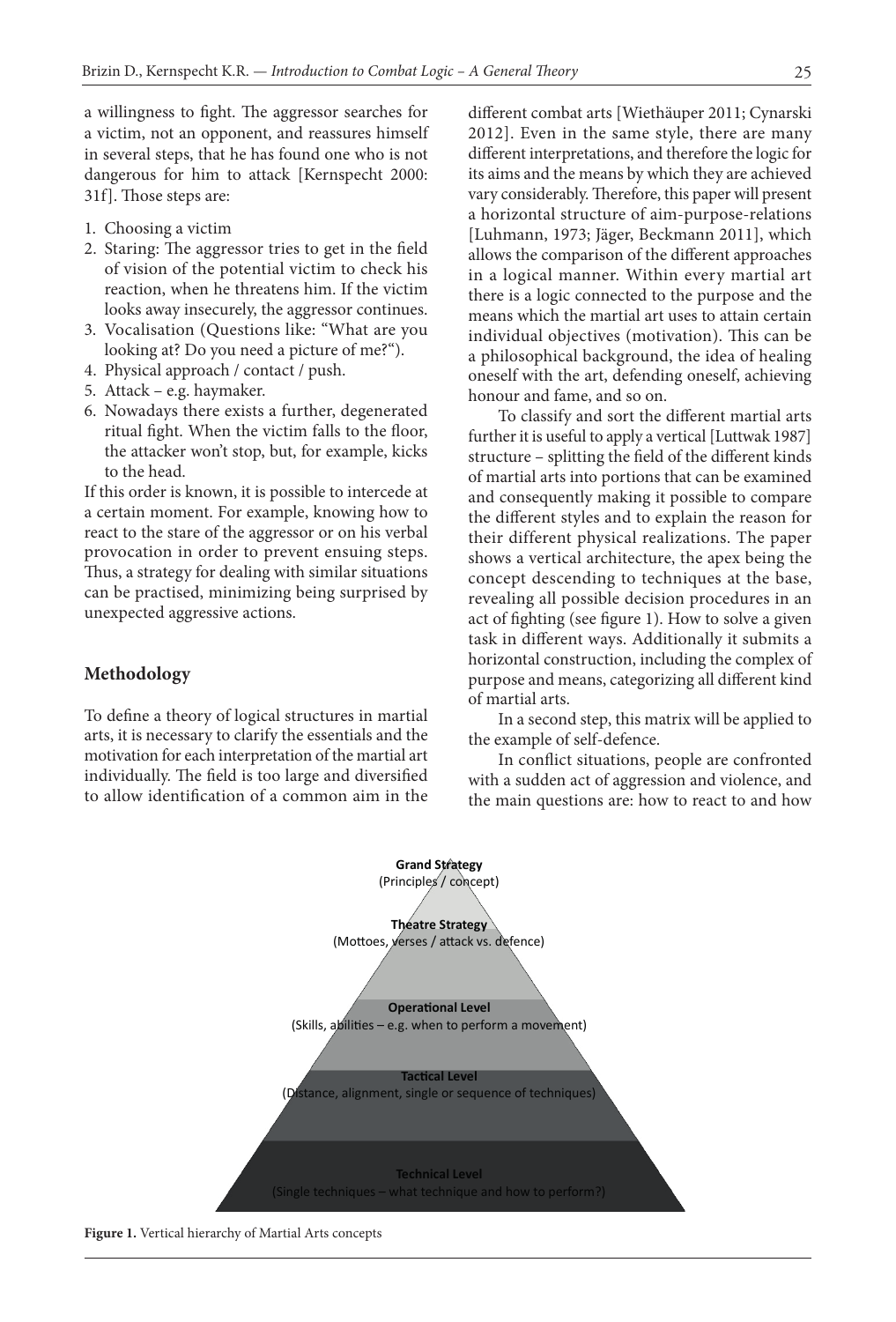a willingness to fight. The aggressor searches for a victim, not an opponent, and reassures himself in several steps, that he has found one who is not dangerous for him to attack [Kernspecht 2000: 31f]. Those steps are:

1. Choosing a victim
2. Staring: The aggressor tries to get in the field of vision of the potential victim to check his reaction, when he threatens him. If the victim looks away insecurely, the aggressor continues.
3. Vocalisation (Questions like: "What are you looking at? Do you need a picture of me?").
4. Physical approach / contact / push.
5. Attack – e.g. haymaker.
6. Nowadays there exists a further, degenerated ritual fight. When the victim falls to the floor, the attacker won't stop, but, for example, kicks to the head.

If this order is known, it is possible to intercede at a certain moment. For example, knowing how to react to the stare of the aggressor or on his verbal provocation in order to prevent ensuing steps. Thus, a strategy for dealing with similar situations can be practised, minimizing being surprised by unexpected aggressive actions.

## Methodology

To define a theory of logical structures in martial arts, it is necessary to clarify the essentials and the motivation for each interpretation of the martial art individually. The field is too large and diversified to allow identification of a common aim in the different combat arts [Wiethäuper 2011; Cynarski 2012]. Even in the same style, there are many different interpretations, and therefore the logic for its aims and the means by which they are achieved vary considerably. Therefore, this paper will present a horizontal structure of aim-purpose-relations [Luhmann, 1973; Jäger, Beckmann 2011], which allows the comparison of the different approaches in a logical manner. Within every martial art there is a logic connected to the purpose and the means which the martial art uses to attain certain individual objectives (motivation). This can be a philosophical background, the idea of healing oneself with the art, defending oneself, achieving honour and fame, and so on.

To classify and sort the different martial arts further it is useful to apply a vertical [Luttwak 1987] structure – splitting the field of the different kinds of martial arts into portions that can be examined and consequently making it possible to compare the different styles and to explain the reason for their different physical realizations. The paper shows a vertical architecture, the apex being the concept descending to techniques at the base, revealing all possible decision procedures in an act of fighting (see figure 1). How to solve a given task in different ways. Additionally it submits a horizontal construction, including the complex of purpose and means, categorizing all different kind of martial arts.

In a second step, this matrix will be applied to the example of self-defence.

In conflict situations, people are confronted with a sudden act of aggression and violence, and the main questions are: how to react to and how

**Grand Strategy**
(Principles / concept)

**Theatre Strategy**
(Mottoes, verses / attack vs. defence)

**Operational Level**
(Skills, abilities – e.g. when to perform a movement)

**Tactical Level**
(Distance, alignment, single or sequence of techniques)

**Technical Level**
(Single techniques – what technique and how to perform?)

**Figure 1.** Vertical hierarchy of Martial Arts concepts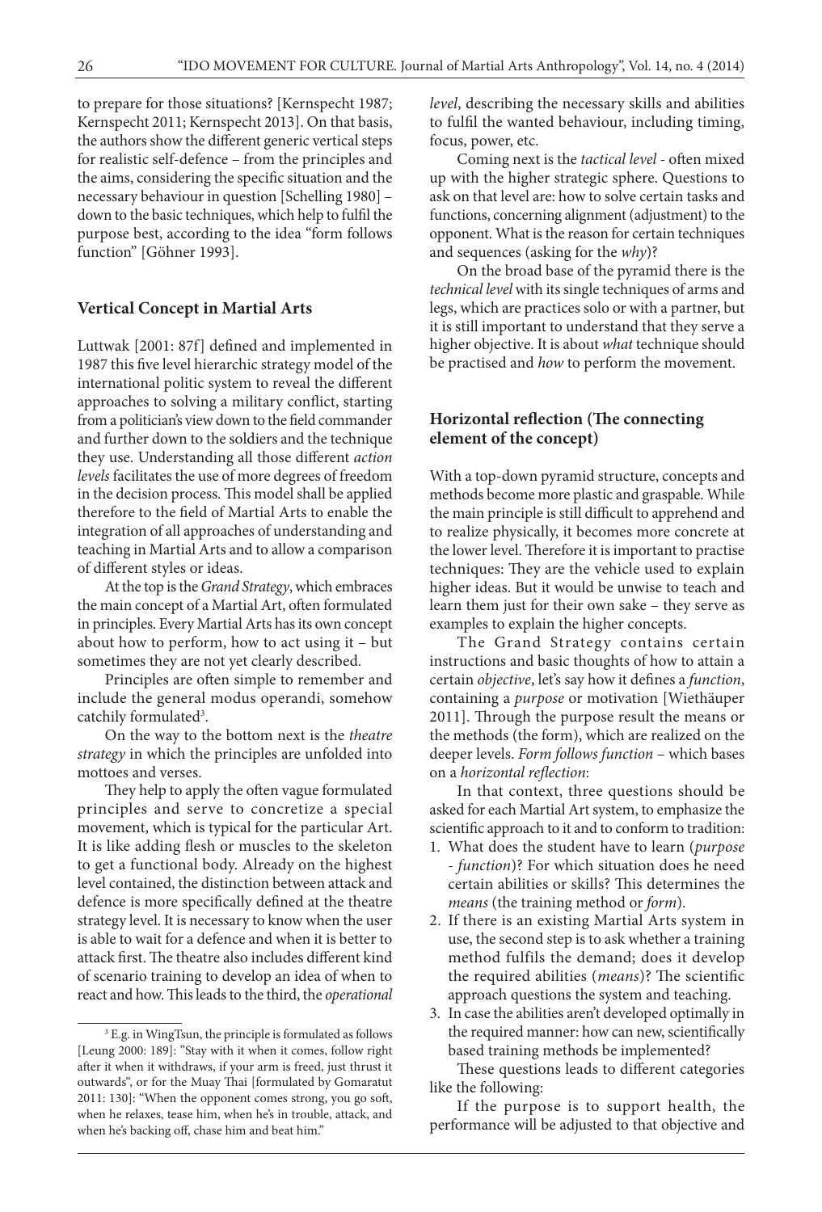to prepare for those situations? [Kernspecht 1987; Kernspecht 2011; Kernspecht 2013]. On that basis, the authors show the different generic vertical steps for realistic self-defence – from the principles and the aims, considering the specific situation and the necessary behaviour in question [Schelling 1980] – down to the basic techniques, which help to fulfil the purpose best, according to the idea "form follows function" [Göhner 1993].

## Vertical Concept in Martial Arts

Luttwak [2001: 87f] defined and implemented in 1987 this five level hierarchic strategy model of the international politic system to reveal the different approaches to solving a military conflict, starting from a politician's view down to the field commander and further down to the soldiers and the technique they use. Understanding all those different *action levels* facilitates the use of more degrees of freedom in the decision process. This model shall be applied therefore to the field of Martial Arts to enable the integration of all approaches of understanding and teaching in Martial Arts and to allow a comparison of different styles or ideas.

At the top is the *Grand Strategy*, which embraces the main concept of a Martial Art, often formulated in principles. Every Martial Arts has its own concept about how to perform, how to act using it – but sometimes they are not yet clearly described.

Principles are often simple to remember and include the general modus operandi, somehow catchily formulated[3].

On the way to the bottom next is the *theatre strategy* in which the principles are unfolded into mottoes and verses.

They help to apply the often vague formulated principles and serve to concretize a special movement, which is typical for the particular Art. It is like adding flesh or muscles to the skeleton to get a functional body. Already on the highest level contained, the distinction between attack and defence is more specifically defined at the theatre strategy level. It is necessary to know when the user is able to wait for a defence and when it is better to attack first. The theatre also includes different kind of scenario training to develop an idea of when to react and how. This leads to the third, the *operational level*, describing the necessary skills and abilities to fulfil the wanted behaviour, including timing, focus, power, etc.

Coming next is the *tactical level* - often mixed up with the higher strategic sphere. Questions to ask on that level are: how to solve certain tasks and functions, concerning alignment (adjustment) to the opponent. What is the reason for certain techniques and sequences (asking for the *why*)?

On the broad base of the pyramid there is the *technical level* with its single techniques of arms and legs, which are practices solo or with a partner, but it is still important to understand that they serve a higher objective. It is about *what* technique should be practised and *how* to perform the movement.

## Horizontal reflection (The connecting element of the concept)

With a top-down pyramid structure, concepts and methods become more plastic and graspable. While the main principle is still difficult to apprehend and to realize physically, it becomes more concrete at the lower level. Therefore it is important to practise techniques: They are the vehicle used to explain higher ideas. But it would be unwise to teach and learn them just for their own sake – they serve as examples to explain the higher concepts.

The Grand Strategy contains certain instructions and basic thoughts of how to attain a certain *objective*, let's say how it defines a *function*, containing a *purpose* or motivation [Wiethäuper 2011]. Through the purpose result the means or the methods (the form), which are realized on the deeper levels. *Form follows function* – which bases on a *horizontal reflection*:

In that context, three questions should be asked for each Martial Art system, to emphasize the scientific approach to it and to conform to tradition:

1. What does the student have to learn (*purpose - function*)? For which situation does he need certain abilities or skills? This determines the *means* (the training method or *form*).
2. If there is an existing Martial Arts system in use, the second step is to ask whether a training method fulfils the demand; does it develop the required abilities (*means*)? The scientific approach questions the system and teaching.
3. In case the abilities aren't developed optimally in the required manner: how can new, scientifically based training methods be implemented?

These questions leads to different categories like the following:

If the purpose is to support health, the performance will be adjusted to that objective and

---

[3] E.g. in WingTsun, the principle is formulated as follows [Leung 2000: 189]: "Stay with it when it comes, follow right after it when it withdraws, if your arm is freed, just thrust it outwards", or for the Muay Thai [formulated by Gomaratut 2011: 130]: "When the opponent comes strong, you go soft, when he relaxes, tease him, when he's in trouble, attack, and when he's backing off, chase him and beat him."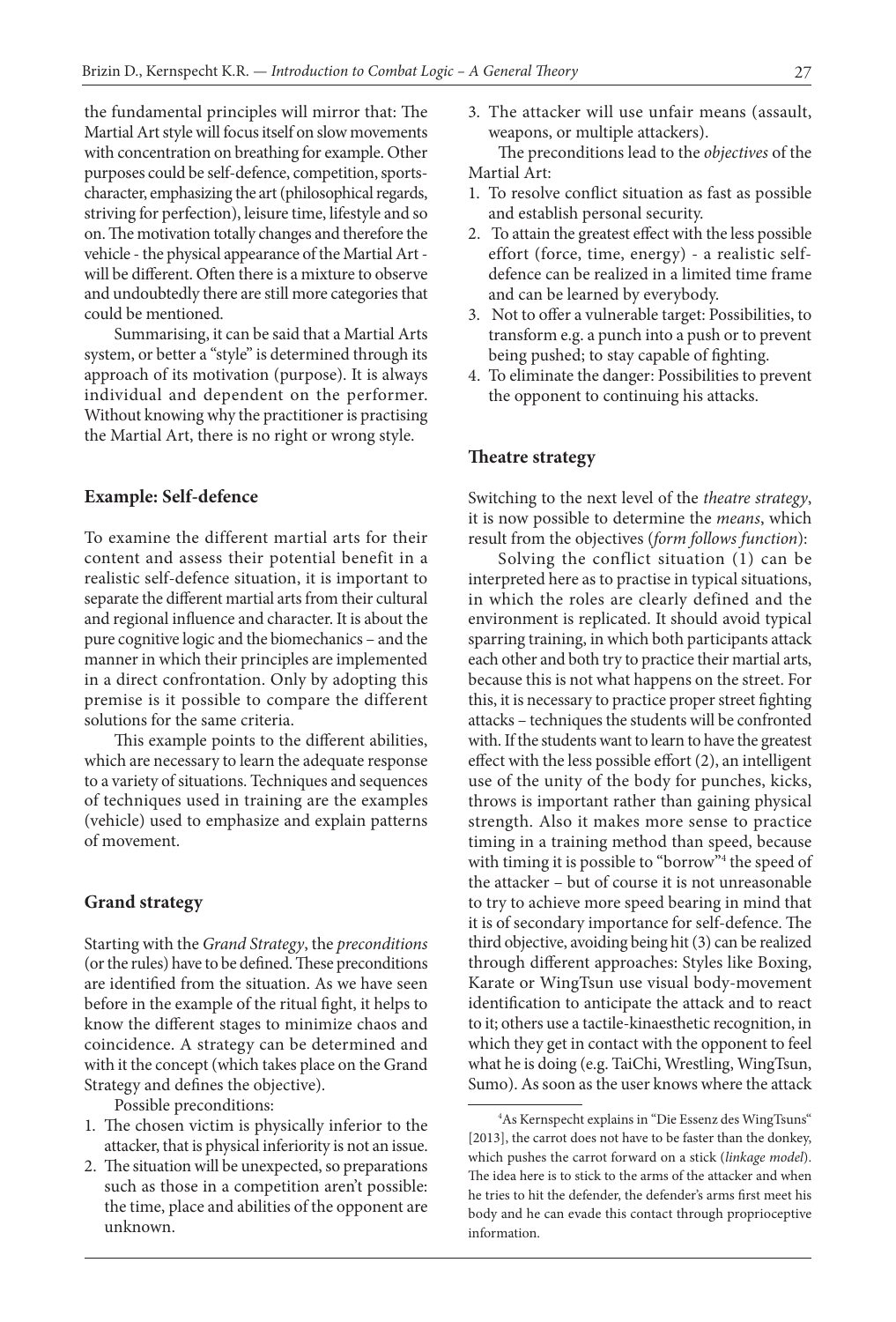the fundamental principles will mirror that: The Martial Art style will focus itself on slow movements with concentration on breathing for example. Other purposes could be self-defence, competition, sports-character, emphasizing the art (philosophical regards, striving for perfection), leisure time, lifestyle and so on. The motivation totally changes and therefore the vehicle - the physical appearance of the Martial Art - will be different. Often there is a mixture to observe and undoubtedly there are still more categories that could be mentioned.

Summarising, it can be said that a Martial Arts system, or better a "style" is determined through its approach of its motivation (purpose). It is always individual and dependent on the performer. Without knowing why the practitioner is practising the Martial Art, there is no right or wrong style.

**Example: Self-defence**

To examine the different martial arts for their content and assess their potential benefit in a realistic self-defence situation, it is important to separate the different martial arts from their cultural and regional influence and character. It is about the pure cognitive logic and the biomechanics – and the manner in which their principles are implemented in a direct confrontation. Only by adopting this premise is it possible to compare the different solutions for the same criteria.

This example points to the different abilities, which are necessary to learn the adequate response to a variety of situations. Techniques and sequences of techniques used in training are the examples (vehicle) used to emphasize and explain patterns of movement.

**Grand strategy**

Starting with the *Grand Strategy*, the *preconditions* (or the rules) have to be defined. These preconditions are identified from the situation. As we have seen before in the example of the ritual fight, it helps to know the different stages to minimize chaos and coincidence. A strategy can be determined and with it the concept (which takes place on the Grand Strategy and defines the objective).

Possible preconditions:

1. The chosen victim is physically inferior to the attacker, that is physical inferiority is not an issue.
2. The situation will be unexpected, so preparations such as those in a competition aren't possible: the time, place and abilities of the opponent are unknown.
3. The attacker will use unfair means (assault, weapons, or multiple attackers).

The preconditions lead to the *objectives* of the Martial Art:

1. To resolve conflict situation as fast as possible and establish personal security.
2. To attain the greatest effect with the less possible effort (force, time, energy) - a realistic self-defence can be realized in a limited time frame and can be learned by everybody.
3. Not to offer a vulnerable target: Possibilities, to transform e.g. a punch into a push or to prevent being pushed; to stay capable of fighting.
4. To eliminate the danger: Possibilities to prevent the opponent to continuing his attacks.

**Theatre strategy**

Switching to the next level of the *theatre strategy*, it is now possible to determine the *means*, which result from the objectives (*form follows function*):

Solving the conflict situation (1) can be interpreted here as to practise in typical situations, in which the roles are clearly defined and the environment is replicated. It should avoid typical sparring training, in which both participants attack each other and both try to practice their martial arts, because this is not what happens on the street. For this, it is necessary to practice proper street fighting attacks – techniques the students will be confronted with. If the students want to learn to have the greatest effect with the less possible effort (2), an intelligent use of the unity of the body for punches, kicks, throws is important rather than gaining physical strength. Also it makes more sense to practice timing in a training method than speed, because with timing it is possible to "borrow"[4] the speed of the attacker – but of course it is not unreasonable to try to achieve more speed bearing in mind that it is of secondary importance for self-defence. The third objective, avoiding being hit (3) can be realized through different approaches: Styles like Boxing, Karate or WingTsun use visual body-movement identification to anticipate the attack and to react to it; others use a tactile-kinaesthetic recognition, in which they get in contact with the opponent to feel what he is doing (e.g. TaiChi, Wrestling, WingTsun, Sumo). As soon as the user knows where the attack

[4] As Kernspecht explains in "Die Essenz des WingTsuns" [2013], the carrot does not have to be faster than the donkey, which pushes the carrot forward on a stick (*linkage model*). The idea here is to stick to the arms of the attacker and when he tries to hit the defender, the defender's arms first meet his body and he can evade this contact through proprioceptive information.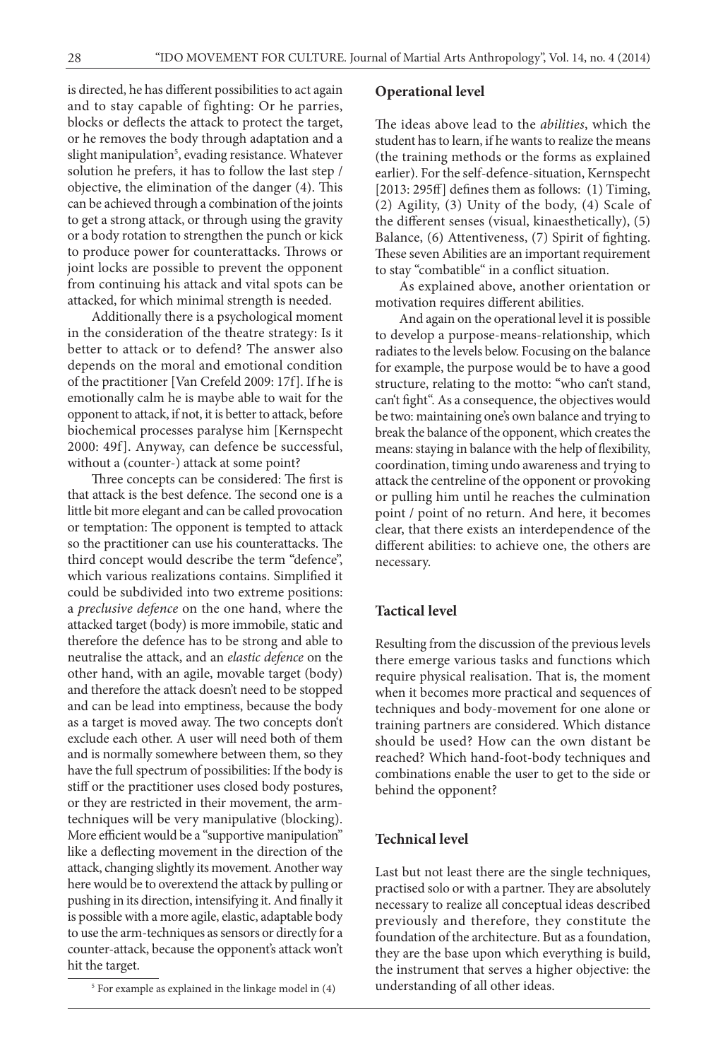is directed, he has different possibilities to act again and to stay capable of fighting: Or he parries, blocks or deflects the attack to protect the target, or he removes the body through adaptation and a slight manipulation[5], evading resistance. Whatever solution he prefers, it has to follow the last step / objective, the elimination of the danger (4). This can be achieved through a combination of the joints to get a strong attack, or through using the gravity or a body rotation to strengthen the punch or kick to produce power for counterattacks. Throws or joint locks are possible to prevent the opponent from continuing his attack and vital spots can be attacked, for which minimal strength is needed.

Additionally there is a psychological moment in the consideration of the theatre strategy: Is it better to attack or to defend? The answer also depends on the moral and emotional condition of the practitioner [Van Crefeld 2009: 17f]. If he is emotionally calm he is maybe able to wait for the opponent to attack, if not, it is better to attack, before biochemical processes paralyse him [Kernspecht 2000: 49f]. Anyway, can defence be successful, without a (counter-) attack at some point?

Three concepts can be considered: The first is that attack is the best defence. The second one is a little bit more elegant and can be called provocation or temptation: The opponent is tempted to attack so the practitioner can use his counterattacks. The third concept would describe the term "defence", which various realizations contains. Simplified it could be subdivided into two extreme positions: a *preclusive defence* on the one hand, where the attacked target (body) is more immobile, static and therefore the defence has to be strong and able to neutralise the attack, and an *elastic defence* on the other hand, with an agile, movable target (body) and therefore the attack doesn't need to be stopped and can be lead into emptiness, because the body as a target is moved away. The two concepts don't exclude each other. A user will need both of them and is normally somewhere between them, so they have the full spectrum of possibilities: If the body is stiff or the practitioner uses closed body postures, or they are restricted in their movement, the arm-techniques will be very manipulative (blocking). More efficient would be a "supportive manipulation" like a deflecting movement in the direction of the attack, changing slightly its movement. Another way here would be to overextend the attack by pulling or pushing in its direction, intensifying it. And finally it is possible with a more agile, elastic, adaptable body to use the arm-techniques as sensors or directly for a counter-attack, because the opponent's attack won't hit the target.

[5] For example as explained in the linkage model in (4)

## Operational level

The ideas above lead to the *abilities*, which the student has to learn, if he wants to realize the means (the training methods or the forms as explained earlier). For the self-defence-situation, Kernspecht [2013: 295ff] defines them as follows: (1) Timing, (2) Agility, (3) Unity of the body, (4) Scale of the different senses (visual, kinaesthetically), (5) Balance, (6) Attentiveness, (7) Spirit of fighting. These seven Abilities are an important requirement to stay "combatible" in a conflict situation.

As explained above, another orientation or motivation requires different abilities.

And again on the operational level it is possible to develop a purpose-means-relationship, which radiates to the levels below. Focusing on the balance for example, the purpose would be to have a good structure, relating to the motto: "who can't stand, can't fight". As a consequence, the objectives would be two: maintaining one's own balance and trying to break the balance of the opponent, which creates the means: staying in balance with the help of flexibility, coordination, timing undo awareness and trying to attack the centreline of the opponent or provoking or pulling him until he reaches the culmination point / point of no return. And here, it becomes clear, that there exists an interdependence of the different abilities: to achieve one, the others are necessary.

## Tactical level

Resulting from the discussion of the previous levels there emerge various tasks and functions which require physical realisation. That is, the moment when it becomes more practical and sequences of techniques and body-movement for one alone or training partners are considered. Which distance should be used? How can the own distant be reached? Which hand-foot-body techniques and combinations enable the user to get to the side or behind the opponent?

## Technical level

Last but not least there are the single techniques, practised solo or with a partner. They are absolutely necessary to realize all conceptual ideas described previously and therefore, they constitute the foundation of the architecture. But as a foundation, they are the base upon which everything is build, the instrument that serves a higher objective: the understanding of all other ideas.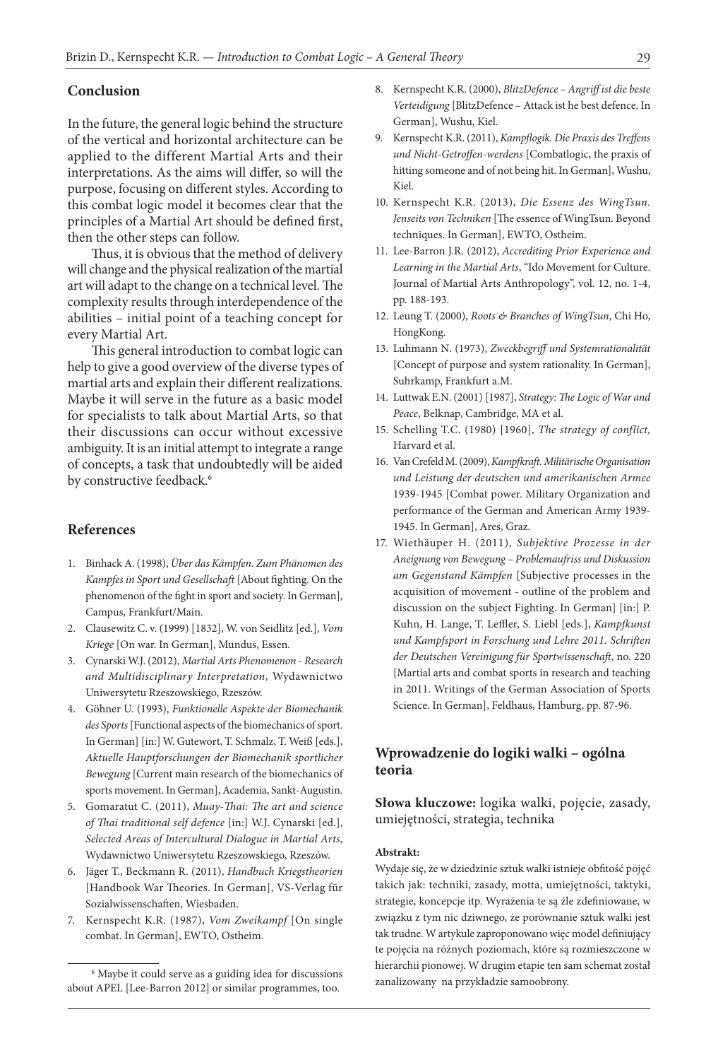## Conclusion

In the future, the general logic behind the structure of the vertical and horizontal architecture can be applied to the different Martial Arts and their interpretations. As the aims will differ, so will the purpose, focusing on different styles. According to this combat logic model it becomes clear that the principles of a Martial Art should be defined first, then the other steps can follow.

Thus, it is obvious that the method of delivery will change and the physical realization of the martial art will adapt to the change on a technical level. The complexity results through interdependence of the abilities – initial point of a teaching concept for every Martial Art.

This general introduction to combat logic can help to give a good overview of the diverse types of martial arts and explain their different realizations. Maybe it will serve in the future as a basic model for specialists to talk about Martial Arts, so that their discussions can occur without excessive ambiguity. It is an initial attempt to integrate a range of concepts, a task that undoubtedly will be aided by constructive feedback.[6]

## References

1. Binhack A. (1998), *Über das Kämpfen. Zum Phänomen des Kampfes in Sport und Gesellschaft* [About fighting. On the phenomenon of the fight in sport and society. In German], Campus, Frankfurt/Main.
2. Clausewitz C. v. (1999) [1832], W. von Seidlitz [ed.], *Vom Kriege* [On war. In German], Mundus, Essen.
3. Cynarski W.J. (2012), *Martial Arts Phenomenon - Research and Multidisciplinary Interpretation*, Wydawnictwo Uniwersytetu Rzeszowskiego, Rzeszów.
4. Göhner U. (1993), *Funktionelle Aspekte der Biomechanik des Sports* [Functional aspects of the biomechanics of sport. In German] [in:] W. Gutewort, T. Schmalz, T. Weiß [eds.], *Aktuelle Hauptforschungen der Biomechanik sportlicher Bewegung* [Current main research of the biomechanics of sports movement. In German], Academia, Sankt-Augustin.
5. Gomaratut C. (2011), *Muay-Thai: The art and science of Thai traditional self defence* [in:] W.J. Cynarski [ed.], *Selected Areas of Intercultural Dialogue in Martial Arts*, Wydawnictwo Uniwersytetu Rzeszowskiego, Rzeszów.
6. Jäger T., Beckmann R. (2011), *Handbuch Kriegstheorien* [Handbook War Theories. In German], VS-Verlag für Sozialwissenschaften, Wiesbaden.
7. Kernspecht K.R. (1987), *Vom Zweikampf* [On single combat. In German], EWTO, Ostheim.
8. Kernspecht K.R. (2000), *BlitzDefence – Angriff ist die beste Verteidigung* [BlitzDefence – Attack ist he best defence. In German], Wushu, Kiel.
9. Kernspecht K.R. (2011), *Kampflogik. Die Praxis des Treffens und Nicht-Getroffen-werdens* [Combatlogic, the praxis of hitting someone and of not being hit. In German], Wushu, Kiel.
10. Kernspecht K.R. (2013), *Die Essenz des WingTsun. Jenseits von Techniken* [The essence of WingTsun. Beyond techniques. In German], EWTO, Ostheim.
11. Lee-Barron J.R. (2012), *Accrediting Prior Experience and Learning in the Martial Arts*, "Ido Movement for Culture. Journal of Martial Arts Anthropology", vol. 12, no. 1-4, pp. 188-193.
12. Leung T. (2000), *Roots & Branches of WingTsun*, Chi Ho, HongKong.
13. Luhmann N. (1973), *Zweckbegriff und Systemrationalität* [Concept of purpose and system rationality. In German], Suhrkamp, Frankfurt a.M.
14. Luttwak E.N. (2001) [1987], *Strategy: The Logic of War and Peace*, Belknap, Cambridge, MA et al.
15. Schelling T.C. (1980) [1960], *The strategy of conflict*, Harvard et al.
16. Van Crefeld M. (2009), *Kampfkraft. Militärische Organisation und Leistung der deutschen und amerikanischen Armee* 1939-1945 [Combat power. Military Organization and performance of the German and American Army 1939-1945. In German], Ares, Graz.
17. Wiethäuper H. (2011), *Subjektive Prozesse in der Aneignung von Bewegung – Problemaufriss und Diskussion am Gegenstand Kämpfen* [Subjective processes in the acquisition of movement - outline of the problem and discussion on the subject Fighting. In German] [in:] P. Kuhn, H. Lange, T. Leffler, S. Liebl [eds.], *Kampfkunst und Kampfsport in Forschung und Lehre 2011. Schriften der Deutschen Vereinigung für Sportwissenschaft*, no. 220 [Martial arts and combat sports in research and teaching in 2011. Writings of the German Association of Sports Science. In German], Feldhaus, Hamburg, pp. 87-96.

[6] Maybe it could serve as a guiding idea for discussions about APEL [Lee-Barron 2012] or similar programmes, too.

## Wprowadzenie do logiki walki – ogólna teoria

**Słowa kluczowe:** logika walki, pojęcie, zasady, umiejętności, strategia, technika

**Abstrakt:**

Wydaje się, że w dziedzinie sztuk walki istnieje obfitość pojęć takich jak: techniki, zasady, motta, umiejętności, taktyki, strategie, koncepcje itp. Wyrażenia te są źle zdefiniowane, w związku z tym nic dziwnego, że porównanie sztuk walki jest tak trudne. W artykule zaproponowano więc model definiujący te pojęcia na różnych poziomach, które są rozmieszczone w hierarchii pionowej. W drugim etapie ten sam schemat został zanalizowany na przykładzie samoobrony.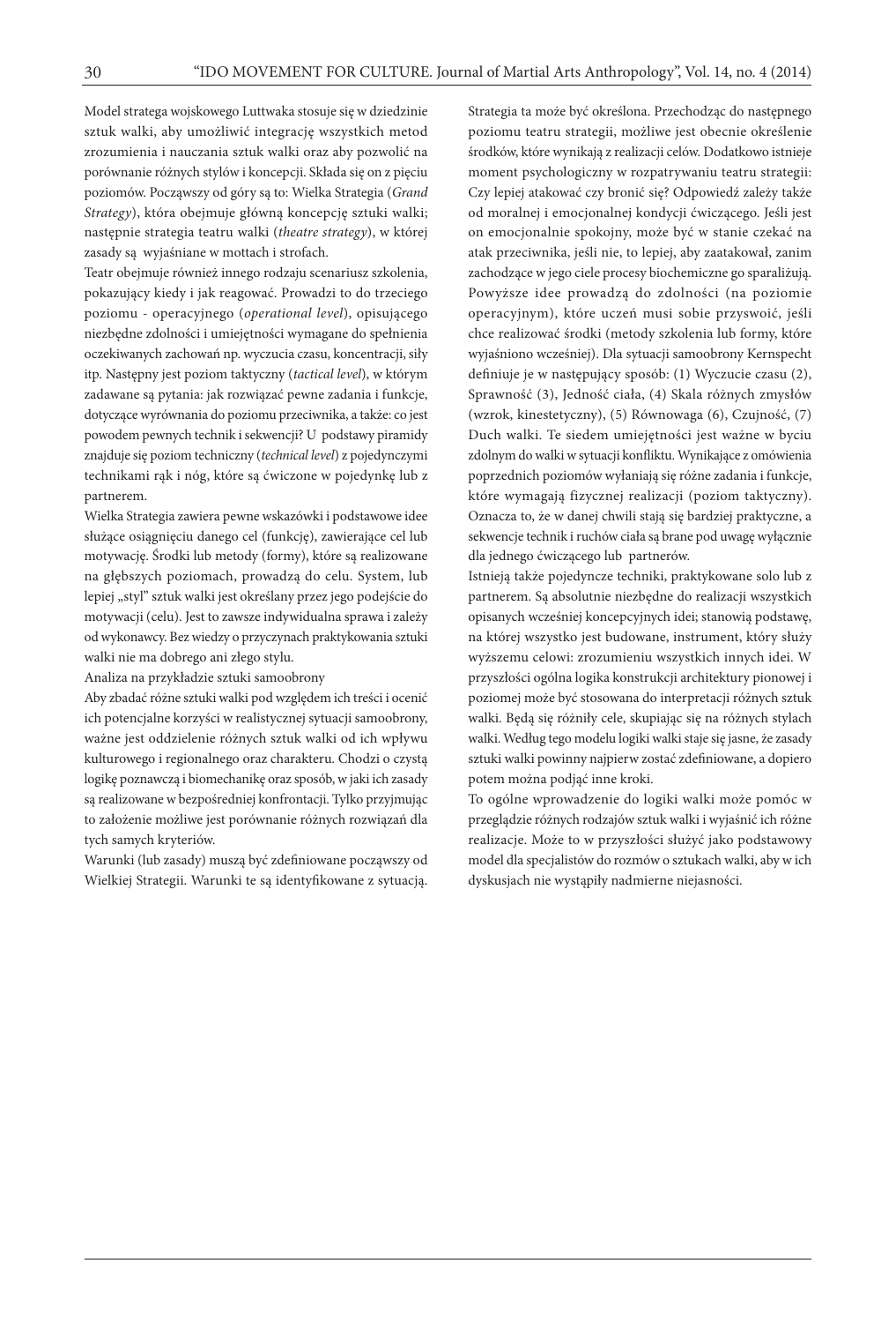Model stratega wojskowego Luttwaka stosuje się w dziedzinie sztuk walki, aby umożliwić integrację wszystkich metod zrozumienia i nauczania sztuk walki oraz aby pozwolić na porównanie różnych stylów i koncepcji. Składa się on z pięciu poziomów. Począwszy od góry są to: Wielka Strategia (*Grand Strategy*), która obejmuje główną koncepcję sztuki walki; następnie strategia teatru walki (*theatre strategy*), w której zasady są wyjaśniane w mottach i strofach.

Teatr obejmuje również innego rodzaju scenariusz szkolenia, pokazujący kiedy i jak reagować. Prowadzi to do trzeciego poziomu - operacyjnego (*operational level*), opisującego niezbędne zdolności i umiejętności wymagane do spełnienia oczekiwanych zachowań np. wyczucia czasu, koncentracji, siły itp. Następny jest poziom taktyczny (*tactical level*), w którym zadawane są pytania: jak rozwiązać pewne zadania i funkcje, dotyczące wyrównania do poziomu przeciwnika, a także: co jest powodem pewnych technik i sekwencji? U podstawy piramidy znajduje się poziom techniczny (*technical level*) z pojedynczymi technikami rąk i nóg, które są ćwiczone w pojedynkę lub z partnerem.

Wielka Strategia zawiera pewne wskazówki i podstawowe idee służące osiągnięciu danego cel (funkcję), zawierające cel lub motywację. Środki lub metody (formy), które są realizowane na głębszych poziomach, prowadzą do celu. System, lub lepiej „styl" sztuk walki jest określany przez jego podejście do motywacji (celu). Jest to zawsze indywidualna sprawa i zależy od wykonawcy. Bez wiedzy o przyczynach praktykowania sztuki walki nie ma dobrego ani złego stylu.

Analiza na przykładzie sztuki samoobrony

Aby zbadać różne sztuki walki pod względem ich treści i ocenić ich potencjalne korzyści w realistycznej sytuacji samoobrony, ważne jest oddzielenie różnych sztuk walki od ich wpływu kulturowego i regionalnego oraz charakteru. Chodzi o czystą logikę poznawczą i biomechanikę oraz sposób, w jaki ich zasady są realizowane w bezpośredniej konfrontacji. Tylko przyjmując to założenie możliwe jest porównanie różnych rozwiązań dla tych samych kryteriów.

Warunki (lub zasady) muszą być zdefiniowane począwszy od Wielkiej Strategii. Warunki te są identyfikowane z sytuacją. Strategia ta może być określona. Przechodząc do następnego poziomu teatru strategii, możliwe jest obecnie określenie środków, które wynikają z realizacji celów. Dodatkowo istnieje moment psychologiczny w rozpatrywaniu teatru strategii: Czy lepiej atakować czy bronić się? Odpowiedź zależy także od moralnej i emocjonalnej kondycji ćwiczącego. Jeśli jest on emocjonalnie spokojny, może być w stanie czekać na atak przeciwnika, jeśli nie, to lepiej, aby zaatakował, zanim zachodzące w jego ciele procesy biochemiczne go sparaliżują. Powyższe idee prowadzą do zdolności (na poziomie operacyjnym), które uczeń musi sobie przyswoić, jeśli chce realizować środki (metody szkolenia lub formy, które wyjaśniono wcześniej). Dla sytuacji samoobrony Kernspecht definiuje je w następujący sposób: (1) Wyczucie czasu (2), Sprawność (3), Jedność ciała, (4) Skala różnych zmysłów (wzrok, kinestetyczny), (5) Równowaga (6), Czujność, (7) Duch walki. Te siedem umiejętności jest ważne w byciu zdolnym do walki w sytuacji konfliktu. Wynikające z omówienia poprzednich poziomów wyłaniają się różne zadania i funkcje, które wymagają fizycznej realizacji (poziom taktyczny). Oznacza to, że w danej chwili stają się bardziej praktyczne, a sekwencje technik i ruchów ciała są brane pod uwagę wyłącznie dla jednego ćwiczącego lub partnerów.

Istnieją także pojedyncze techniki, praktykowane solo lub z partnerem. Są absolutnie niezbędne do realizacji wszystkich opisanych wcześniej koncepcyjnych idei; stanowią podstawę, na której wszystko jest budowane, instrument, który służy wyższemu celowi: zrozumieniu wszystkich innych idei. W przyszłości ogólna logika konstrukcji architektury pionowej i poziomej może być stosowana do interpretacji różnych sztuk walki. Będą się różniły cele, skupiając się na różnych stylach walki. Według tego modelu logiki walki staje się jasne, że zasady sztuki walki powinny najpierw zostać zdefiniowane, a dopiero potem można podjąć inne kroki.

To ogólne wprowadzenie do logiki walki może pomóc w przeglądzie różnych rodzajów sztuk walki i wyjaśnić ich różne realizacje. Może to w przyszłości służyć jako podstawowy model dla specjalistów do rozmów o sztukach walki, aby w ich dyskusjach nie wystąpiły nadmierne niejasności.